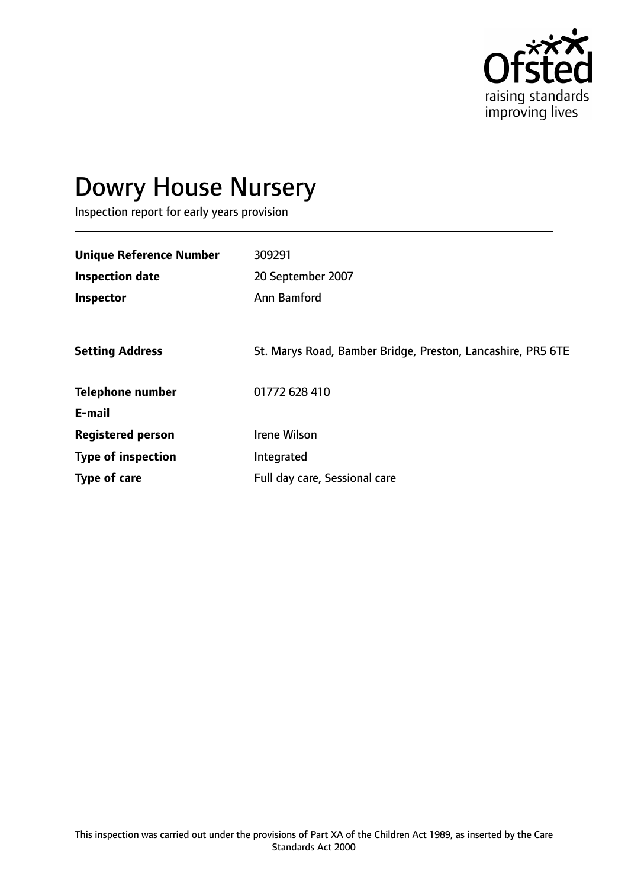Ofsted
raising standards
improving lives

# Dowry House Nursery

Inspection report for early years provision

| | |
|---|---|
| **Unique Reference Number** | 309291 |
| **Inspection date** | 20 September 2007 |
| **Inspector** | Ann Bamford |
| | |
| **Setting Address** | St. Marys Road, Bamber Bridge, Preston, Lancashire, PR5 6TE |
| | |
| **Telephone number** | 01772 628 410 |
| **E-mail** | |
| **Registered person** | Irene Wilson |
| **Type of inspection** | Integrated |
| **Type of care** | Full day care, Sessional care |

This inspection was carried out under the provisions of Part XA of the Children Act 1989, as inserted by the Care Standards Act 2000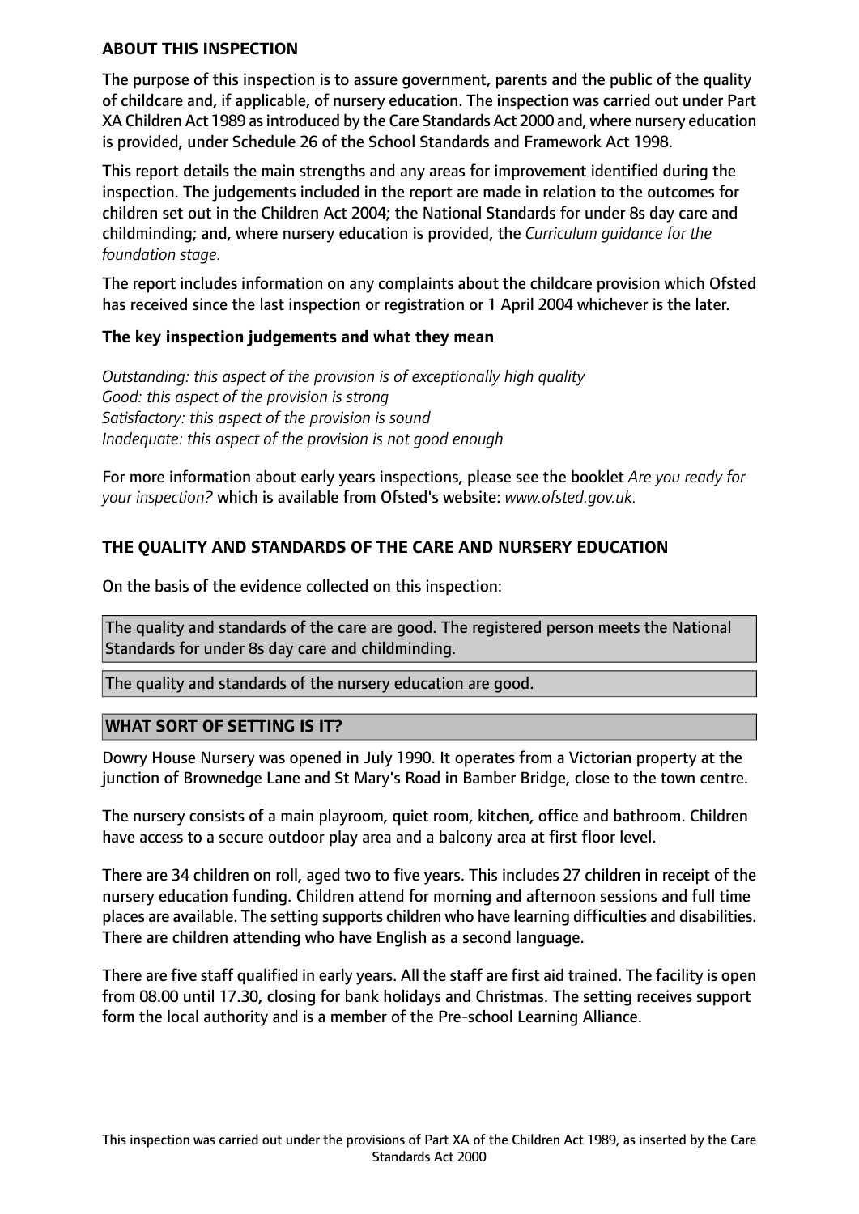## ABOUT THIS INSPECTION

The purpose of this inspection is to assure government, parents and the public of the quality of childcare and, if applicable, of nursery education. The inspection was carried out under Part XA Children Act 1989 as introduced by the Care Standards Act 2000 and, where nursery education is provided, under Schedule 26 of the School Standards and Framework Act 1998.

This report details the main strengths and any areas for improvement identified during the inspection. The judgements included in the report are made in relation to the outcomes for children set out in the Children Act 2004; the National Standards for under 8s day care and childminding; and, where nursery education is provided, the *Curriculum guidance for the foundation stage.*

The report includes information on any complaints about the childcare provision which Ofsted has received since the last inspection or registration or 1 April 2004 whichever is the later.

### The key inspection judgements and what they mean

*Outstanding: this aspect of the provision is of exceptionally high quality*
*Good: this aspect of the provision is strong*
*Satisfactory: this aspect of the provision is sound*
*Inadequate: this aspect of the provision is not good enough*

For more information about early years inspections, please see the booklet *Are you ready for your inspection?* which is available from Ofsted's website: *www.ofsted.gov.uk.*

## THE QUALITY AND STANDARDS OF THE CARE AND NURSERY EDUCATION

On the basis of the evidence collected on this inspection:

The quality and standards of the care are good. The registered person meets the National Standards for under 8s day care and childminding.

The quality and standards of the nursery education are good.

## WHAT SORT OF SETTING IS IT?

Dowry House Nursery was opened in July 1990. It operates from a Victorian property at the junction of Brownedge Lane and St Mary's Road in Bamber Bridge, close to the town centre.

The nursery consists of a main playroom, quiet room, kitchen, office and bathroom. Children have access to a secure outdoor play area and a balcony area at first floor level.

There are 34 children on roll, aged two to five years. This includes 27 children in receipt of the nursery education funding. Children attend for morning and afternoon sessions and full time places are available. The setting supports children who have learning difficulties and disabilities. There are children attending who have English as a second language.

There are five staff qualified in early years. All the staff are first aid trained. The facility is open from 08.00 until 17.30, closing for bank holidays and Christmas. The setting receives support form the local authority and is a member of the Pre-school Learning Alliance.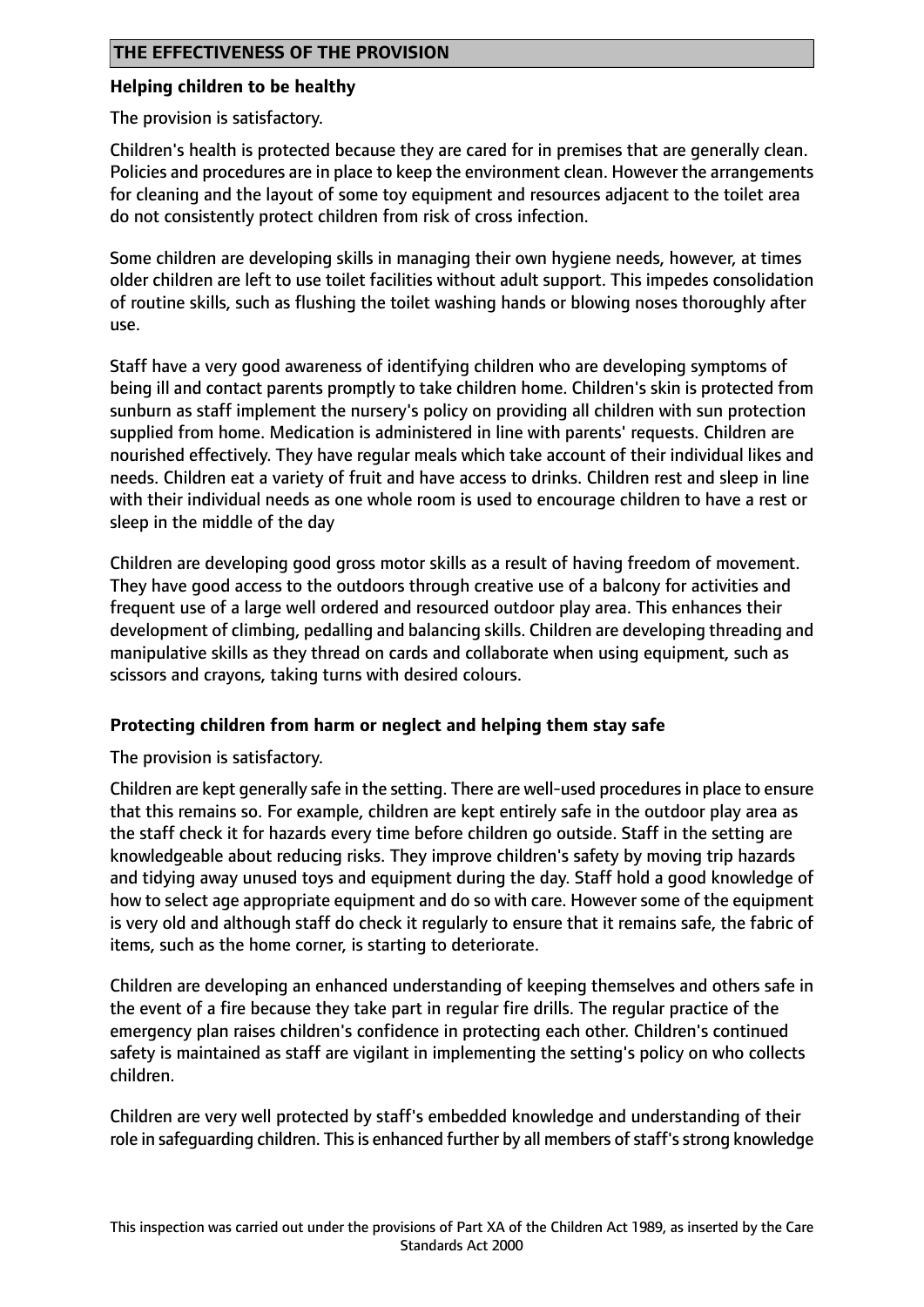## THE EFFECTIVENESS OF THE PROVISION

### Helping children to be healthy

The provision is satisfactory.

Children's health is protected because they are cared for in premises that are generally clean. Policies and procedures are in place to keep the environment clean. However the arrangements for cleaning and the layout of some toy equipment and resources adjacent to the toilet area do not consistently protect children from risk of cross infection.

Some children are developing skills in managing their own hygiene needs, however, at times older children are left to use toilet facilities without adult support. This impedes consolidation of routine skills, such as flushing the toilet washing hands or blowing noses thoroughly after use.

Staff have a very good awareness of identifying children who are developing symptoms of being ill and contact parents promptly to take children home. Children's skin is protected from sunburn as staff implement the nursery's policy on providing all children with sun protection supplied from home. Medication is administered in line with parents' requests. Children are nourished effectively. They have regular meals which take account of their individual likes and needs. Children eat a variety of fruit and have access to drinks. Children rest and sleep in line with their individual needs as one whole room is used to encourage children to have a rest or sleep in the middle of the day

Children are developing good gross motor skills as a result of having freedom of movement. They have good access to the outdoors through creative use of a balcony for activities and frequent use of a large well ordered and resourced outdoor play area. This enhances their development of climbing, pedalling and balancing skills. Children are developing threading and manipulative skills as they thread on cards and collaborate when using equipment, such as scissors and crayons, taking turns with desired colours.

### Protecting children from harm or neglect and helping them stay safe

The provision is satisfactory.

Children are kept generally safe in the setting. There are well-used procedures in place to ensure that this remains so. For example, children are kept entirely safe in the outdoor play area as the staff check it for hazards every time before children go outside. Staff in the setting are knowledgeable about reducing risks. They improve children's safety by moving trip hazards and tidying away unused toys and equipment during the day. Staff hold a good knowledge of how to select age appropriate equipment and do so with care. However some of the equipment is very old and although staff do check it regularly to ensure that it remains safe, the fabric of items, such as the home corner, is starting to deteriorate.

Children are developing an enhanced understanding of keeping themselves and others safe in the event of a fire because they take part in regular fire drills. The regular practice of the emergency plan raises children's confidence in protecting each other. Children's continued safety is maintained as staff are vigilant in implementing the setting's policy on who collects children.

Children are very well protected by staff's embedded knowledge and understanding of their role in safeguarding children. This is enhanced further by all members of staff's strong knowledge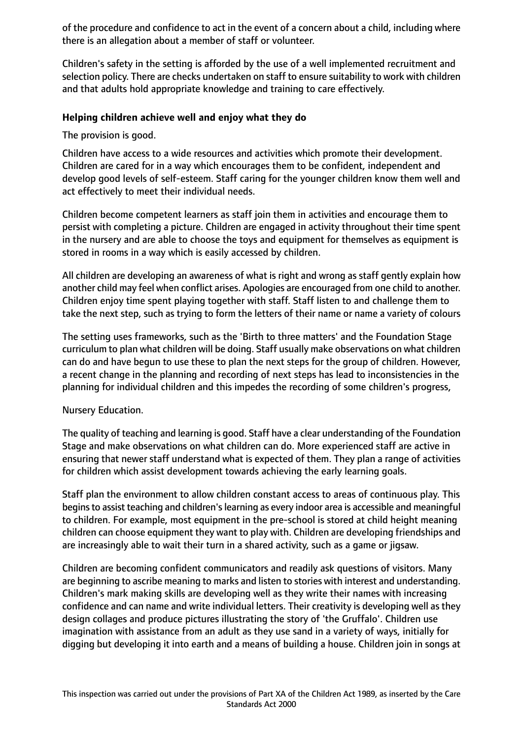of the procedure and confidence to act in the event of a concern about a child, including where there is an allegation about a member of staff or volunteer.

Children's safety in the setting is afforded by the use of a well implemented recruitment and selection policy. There are checks undertaken on staff to ensure suitability to work with children and that adults hold appropriate knowledge and training to care effectively.

### Helping children achieve well and enjoy what they do

The provision is good.

Children have access to a wide resources and activities which promote their development. Children are cared for in a way which encourages them to be confident, independent and develop good levels of self-esteem. Staff caring for the younger children know them well and act effectively to meet their individual needs.

Children become competent learners as staff join them in activities and encourage them to persist with completing a picture. Children are engaged in activity throughout their time spent in the nursery and are able to choose the toys and equipment for themselves as equipment is stored in rooms in a way which is easily accessed by children.

All children are developing an awareness of what is right and wrong as staff gently explain how another child may feel when conflict arises. Apologies are encouraged from one child to another. Children enjoy time spent playing together with staff. Staff listen to and challenge them to take the next step, such as trying to form the letters of their name or name a variety of colours

The setting uses frameworks, such as the 'Birth to three matters' and the Foundation Stage curriculum to plan what children will be doing. Staff usually make observations on what children can do and have begun to use these to plan the next steps for the group of children. However, a recent change in the planning and recording of next steps has lead to inconsistencies in the planning for individual children and this impedes the recording of some children's progress,

Nursery Education.

The quality of teaching and learning is good. Staff have a clear understanding of the Foundation Stage and make observations on what children can do. More experienced staff are active in ensuring that newer staff understand what is expected of them. They plan a range of activities for children which assist development towards achieving the early learning goals.

Staff plan the environment to allow children constant access to areas of continuous play. This begins to assist teaching and children's learning as every indoor area is accessible and meaningful to children. For example, most equipment in the pre-school is stored at child height meaning children can choose equipment they want to play with. Children are developing friendships and are increasingly able to wait their turn in a shared activity, such as a game or jigsaw.

Children are becoming confident communicators and readily ask questions of visitors. Many are beginning to ascribe meaning to marks and listen to stories with interest and understanding. Children's mark making skills are developing well as they write their names with increasing confidence and can name and write individual letters. Their creativity is developing well as they design collages and produce pictures illustrating the story of 'the Gruffalo'. Children use imagination with assistance from an adult as they use sand in a variety of ways, initially for digging but developing it into earth and a means of building a house. Children join in songs at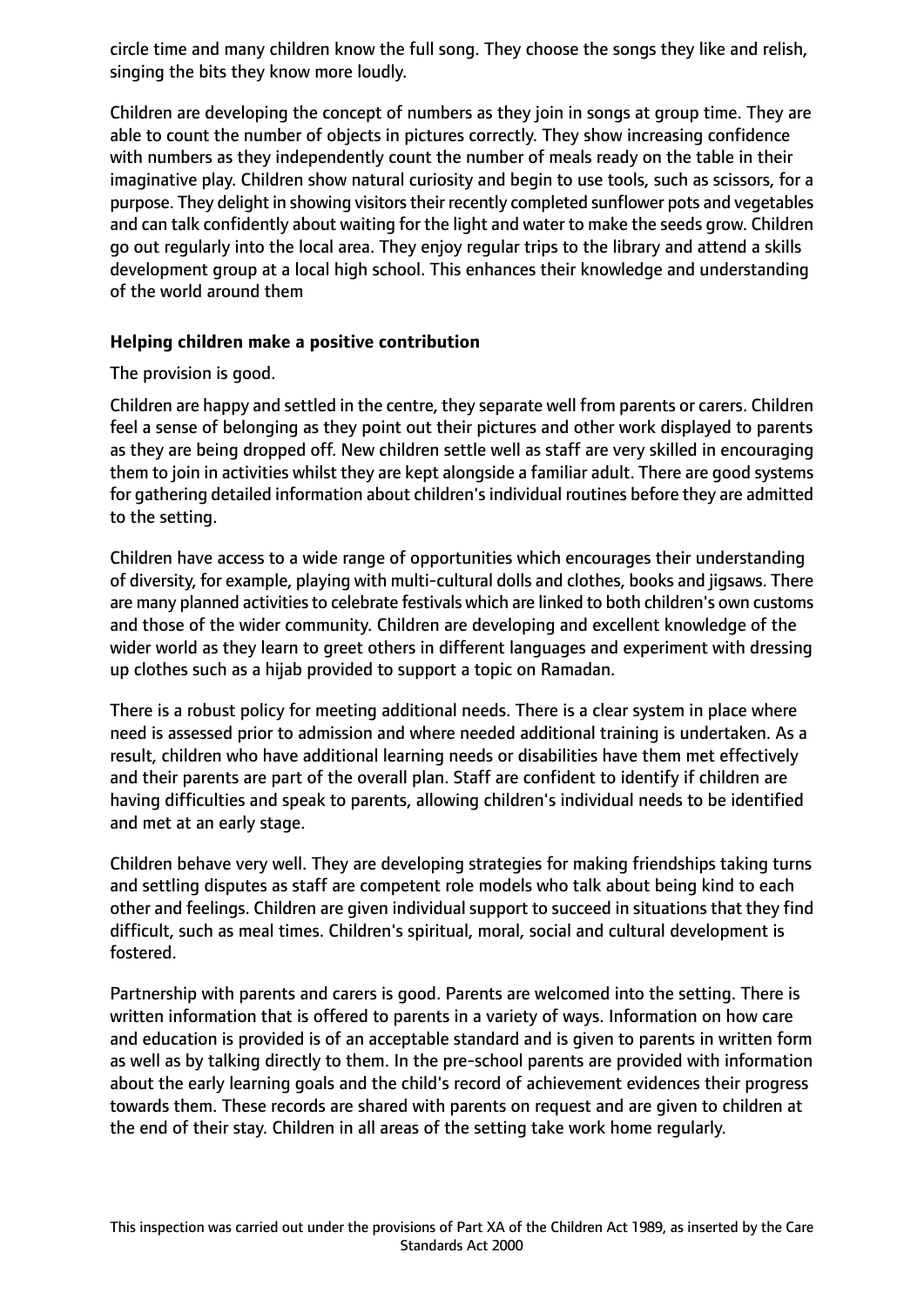circle time and many children know the full song. They choose the songs they like and relish, singing the bits they know more loudly.

Children are developing the concept of numbers as they join in songs at group time. They are able to count the number of objects in pictures correctly. They show increasing confidence with numbers as they independently count the number of meals ready on the table in their imaginative play. Children show natural curiosity and begin to use tools, such as scissors, for a purpose. They delight in showing visitors their recently completed sunflower pots and vegetables and can talk confidently about waiting for the light and water to make the seeds grow. Children go out regularly into the local area. They enjoy regular trips to the library and attend a skills development group at a local high school. This enhances their knowledge and understanding of the world around them

**Helping children make a positive contribution**

The provision is good.

Children are happy and settled in the centre, they separate well from parents or carers. Children feel a sense of belonging as they point out their pictures and other work displayed to parents as they are being dropped off. New children settle well as staff are very skilled in encouraging them to join in activities whilst they are kept alongside a familiar adult. There are good systems for gathering detailed information about children's individual routines before they are admitted to the setting.

Children have access to a wide range of opportunities which encourages their understanding of diversity, for example, playing with multi-cultural dolls and clothes, books and jigsaws. There are many planned activities to celebrate festivals which are linked to both children's own customs and those of the wider community. Children are developing and excellent knowledge of the wider world as they learn to greet others in different languages and experiment with dressing up clothes such as a hijab provided to support a topic on Ramadan.

There is a robust policy for meeting additional needs. There is a clear system in place where need is assessed prior to admission and where needed additional training is undertaken. As a result, children who have additional learning needs or disabilities have them met effectively and their parents are part of the overall plan. Staff are confident to identify if children are having difficulties and speak to parents, allowing children's individual needs to be identified and met at an early stage.

Children behave very well. They are developing strategies for making friendships taking turns and settling disputes as staff are competent role models who talk about being kind to each other and feelings. Children are given individual support to succeed in situations that they find difficult, such as meal times. Children's spiritual, moral, social and cultural development is fostered.

Partnership with parents and carers is good. Parents are welcomed into the setting. There is written information that is offered to parents in a variety of ways. Information on how care and education is provided is of an acceptable standard and is given to parents in written form as well as by talking directly to them. In the pre-school parents are provided with information about the early learning goals and the child's record of achievement evidences their progress towards them. These records are shared with parents on request and are given to children at the end of their stay. Children in all areas of the setting take work home regularly.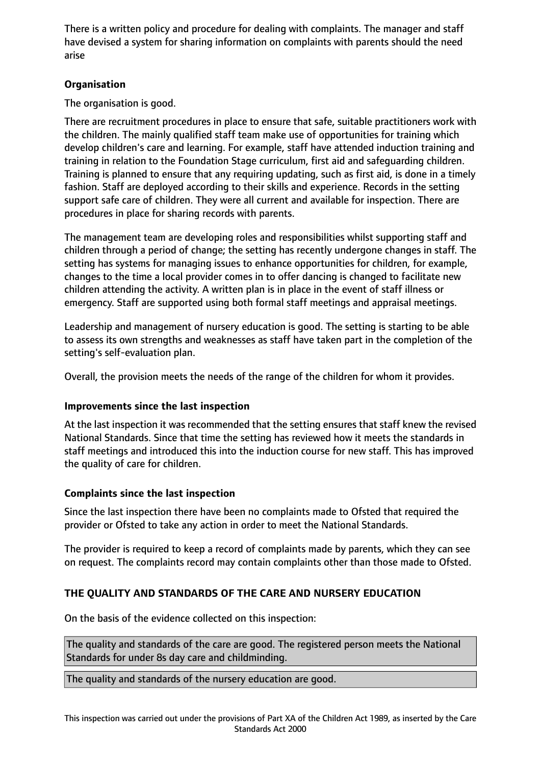There is a written policy and procedure for dealing with complaints. The manager and staff have devised a system for sharing information on complaints with parents should the need arise

**Organisation**

The organisation is good.

There are recruitment procedures in place to ensure that safe, suitable practitioners work with the children. The mainly qualified staff team make use of opportunities for training which develop children's care and learning. For example, staff have attended induction training and training in relation to the Foundation Stage curriculum, first aid and safeguarding children. Training is planned to ensure that any requiring updating, such as first aid, is done in a timely fashion. Staff are deployed according to their skills and experience. Records in the setting support safe care of children. They were all current and available for inspection. There are procedures in place for sharing records with parents.

The management team are developing roles and responsibilities whilst supporting staff and children through a period of change; the setting has recently undergone changes in staff. The setting has systems for managing issues to enhance opportunities for children, for example, changes to the time a local provider comes in to offer dancing is changed to facilitate new children attending the activity. A written plan is in place in the event of staff illness or emergency. Staff are supported using both formal staff meetings and appraisal meetings.

Leadership and management of nursery education is good. The setting is starting to be able to assess its own strengths and weaknesses as staff have taken part in the completion of the setting's self-evaluation plan.

Overall, the provision meets the needs of the range of the children for whom it provides.

**Improvements since the last inspection**

At the last inspection it was recommended that the setting ensures that staff knew the revised National Standards. Since that time the setting has reviewed how it meets the standards in staff meetings and introduced this into the induction course for new staff. This has improved the quality of care for children.

**Complaints since the last inspection**

Since the last inspection there have been no complaints made to Ofsted that required the provider or Ofsted to take any action in order to meet the National Standards.

The provider is required to keep a record of complaints made by parents, which they can see on request. The complaints record may contain complaints other than those made to Ofsted.

**THE QUALITY AND STANDARDS OF THE CARE AND NURSERY EDUCATION**

On the basis of the evidence collected on this inspection:

The quality and standards of the care are good. The registered person meets the National Standards for under 8s day care and childminding.

The quality and standards of the nursery education are good.

This inspection was carried out under the provisions of Part XA of the Children Act 1989, as inserted by the Care Standards Act 2000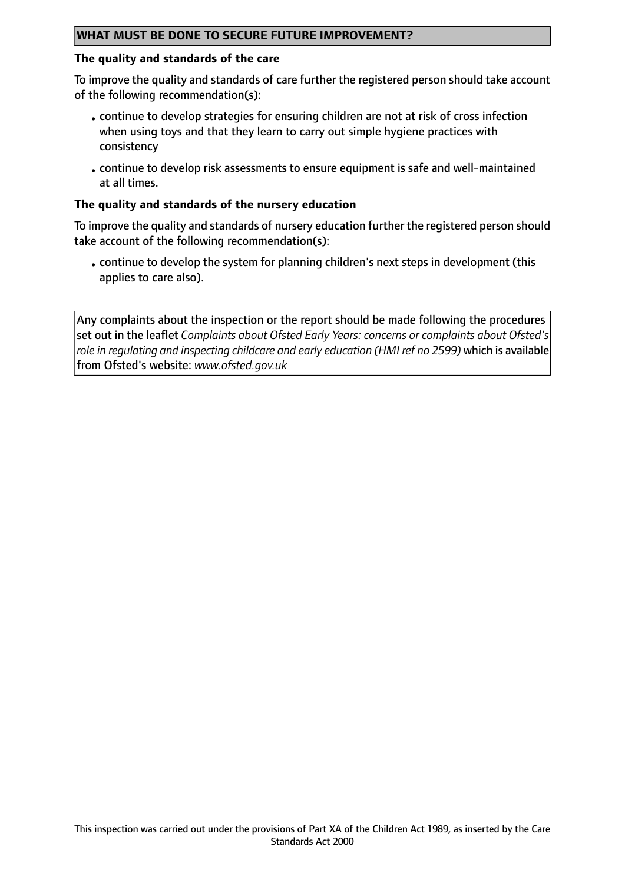## WHAT MUST BE DONE TO SECURE FUTURE IMPROVEMENT?

### The quality and standards of the care

To improve the quality and standards of care further the registered person should take account of the following recommendation(s):

- continue to develop strategies for ensuring children are not at risk of cross infection when using toys and that they learn to carry out simple hygiene practices with consistency
- continue to develop risk assessments to ensure equipment is safe and well-maintained at all times.

### The quality and standards of the nursery education

To improve the quality and standards of nursery education further the registered person should take account of the following recommendation(s):

- continue to develop the system for planning children's next steps in development (this applies to care also).

Any complaints about the inspection or the report should be made following the procedures set out in the leaflet *Complaints about Ofsted Early Years: concerns or complaints about Ofsted's role in regulating and inspecting childcare and early education (HMI ref no 2599)* which is available from Ofsted's website: *www.ofsted.gov.uk*

This inspection was carried out under the provisions of Part XA of the Children Act 1989, as inserted by the Care Standards Act 2000